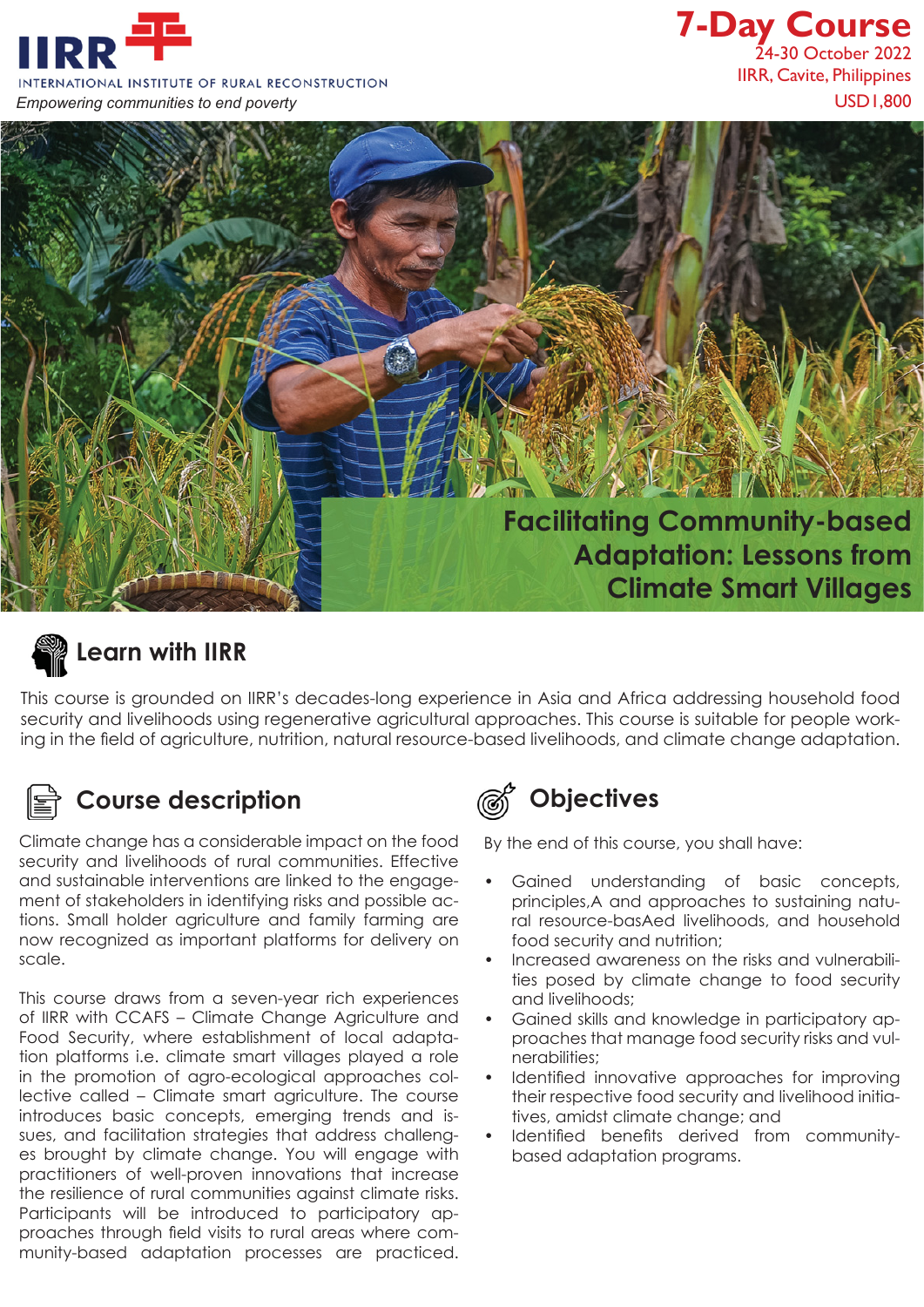IIRR

INTERNATIONAL INSTITUTE OF RURAL RECONSTRUCTION

*Empowering communities to end poverty*

**7-Day Course**
24-30 October 2022
IIRR, Cavite, Philippines
USD1,800

# Facilitating Community-based Adaptation: Lessons from Climate Smart Villages

## Learn with IIRR

This course is grounded on IIRR's decades-long experience in Asia and Africa addressing household food security and livelihoods using regenerative agricultural approaches. This course is suitable for people working in the field of agriculture, nutrition, natural resource-based livelihoods, and climate change adaptation.

## Course description

Climate change has a considerable impact on the food security and livelihoods of rural communities. Effective and sustainable interventions are linked to the engagement of stakeholders in identifying risks and possible actions. Small holder agriculture and family farming are now recognized as important platforms for delivery on scale.

This course draws from a seven-year rich experiences of IIRR with CCAFS – Climate Change Agriculture and Food Security, where establishment of local adaptation platforms i.e. climate smart villages played a role in the promotion of agro-ecological approaches collective called – Climate smart agriculture. The course introduces basic concepts, emerging trends and issues, and facilitation strategies that address challenges brought by climate change. You will engage with practitioners of well-proven innovations that increase the resilience of rural communities against climate risks. Participants will be introduced to participatory approaches through field visits to rural areas where community-based adaptation processes are practiced.

## Objectives

By the end of this course, you shall have:

- Gained understanding of basic concepts, principles,A and approaches to sustaining natural resource-basAed livelihoods, and household food security and nutrition;
- Increased awareness on the risks and vulnerabilities posed by climate change to food security and livelihoods;
- Gained skills and knowledge in participatory approaches that manage food security risks and vulnerabilities;
- Identified innovative approaches for improving their respective food security and livelihood initiatives, amidst climate change; and
- Identified benefits derived from community-based adaptation programs.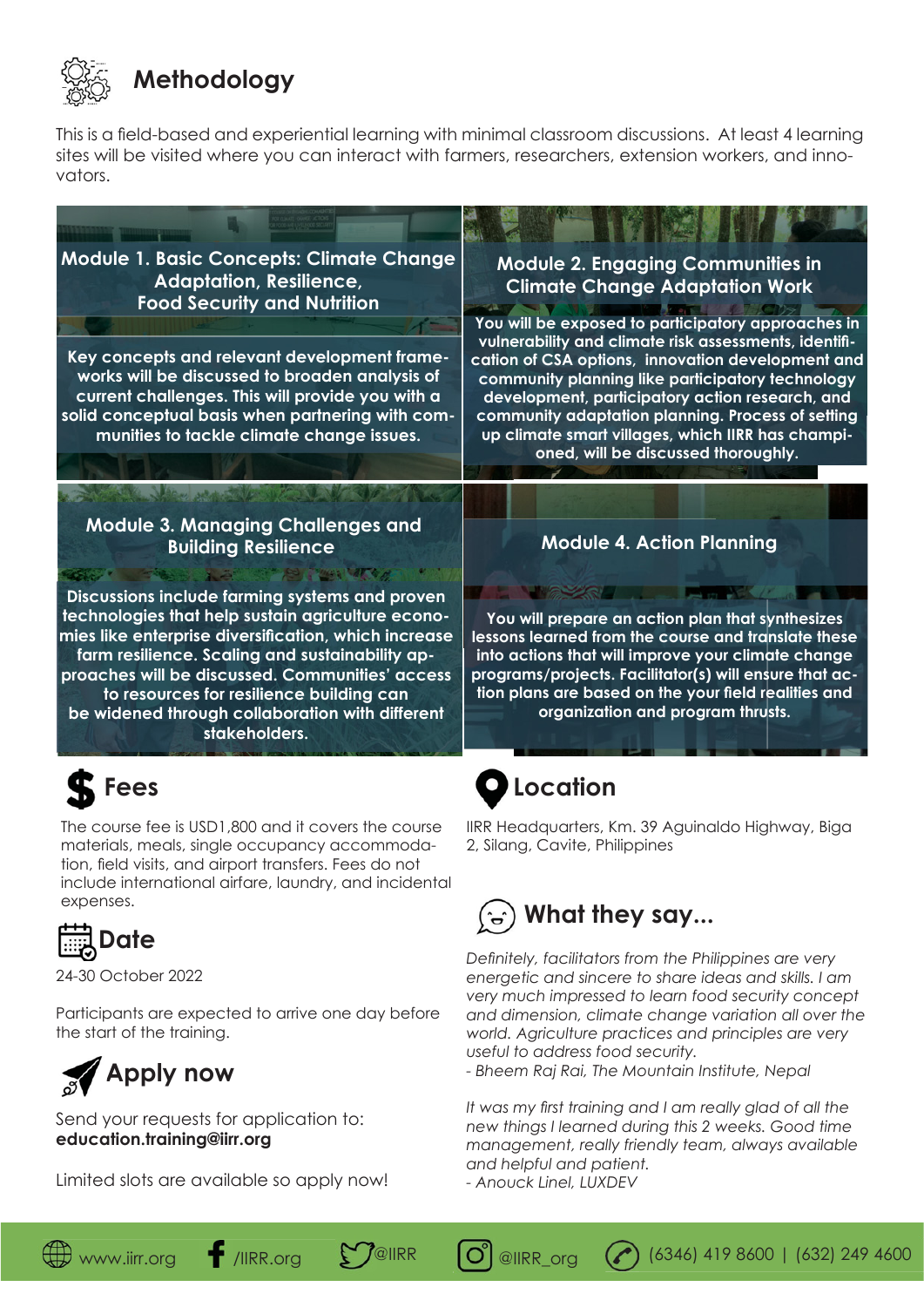## Methodology

This is a field-based and experiential learning with minimal classroom discussions. At least 4 learning sites will be visited where you can interact with farmers, researchers, extension workers, and innovators.

### Module 1. Basic Concepts: Climate Change Adaptation, Resilience, Food Security and Nutrition

**Key concepts and relevant development frameworks will be discussed to broaden analysis of current challenges. This will provide you with a solid conceptual basis when partnering with communities to tackle climate change issues.**

### Module 2. Engaging Communities in Climate Change Adaptation Work

**You will be exposed to participatory approaches in vulnerability and climate risk assessments, identification of CSA options, innovation development and community planning like participatory technology development, participatory action research, and community adaptation planning. Process of setting up climate smart villages, which IIRR has championed, will be discussed thoroughly.**

### Module 3. Managing Challenges and Building Resilience

**Discussions include farming systems and proven technologies that help sustain agriculture economies like enterprise diversification, which increase farm resilience. Scaling and sustainability approaches will be discussed. Communities' access to resources for resilience building can be widened through collaboration with different stakeholders.**

### Module 4. Action Planning

**You will prepare an action plan that synthesizes lessons learned from the course and translate these into actions that will improve your climate change programs/projects. Facilitator(s) will ensure that action plans are based on the your field realities and organization and program thrusts.**

## Fees

The course fee is USD1,800 and it covers the course materials, meals, single occupancy accommodation, field visits, and airport transfers. Fees do not include international airfare, laundry, and incidental expenses.

## Date

24-30 October 2022

Participants are expected to arrive one day before the start of the training.

## Apply now

Send your requests for application to:
**education.training@iirr.org**

Limited slots are available so apply now!

## Location

IIRR Headquarters, Km. 39 Aguinaldo Highway, Biga 2, Silang, Cavite, Philippines

## What they say...

*Definitely, facilitators from the Philippines are very energetic and sincere to share ideas and skills. I am very much impressed to learn food security concept and dimension, climate change variation all over the world. Agriculture practices and principles are very useful to address food security.*
*- Bheem Raj Rai, The Mountain Institute, Nepal*

*It was my first training and I am really glad of all the new things I learned during this 2 weeks. Good time management, really friendly team, always available and helpful and patient.*
*- Anouck Linel, LUXDEV*

www.iirr.org | /IIRR.org | @IIRR | @IIRR_org | (6346) 419 8600 | (632) 249 4600